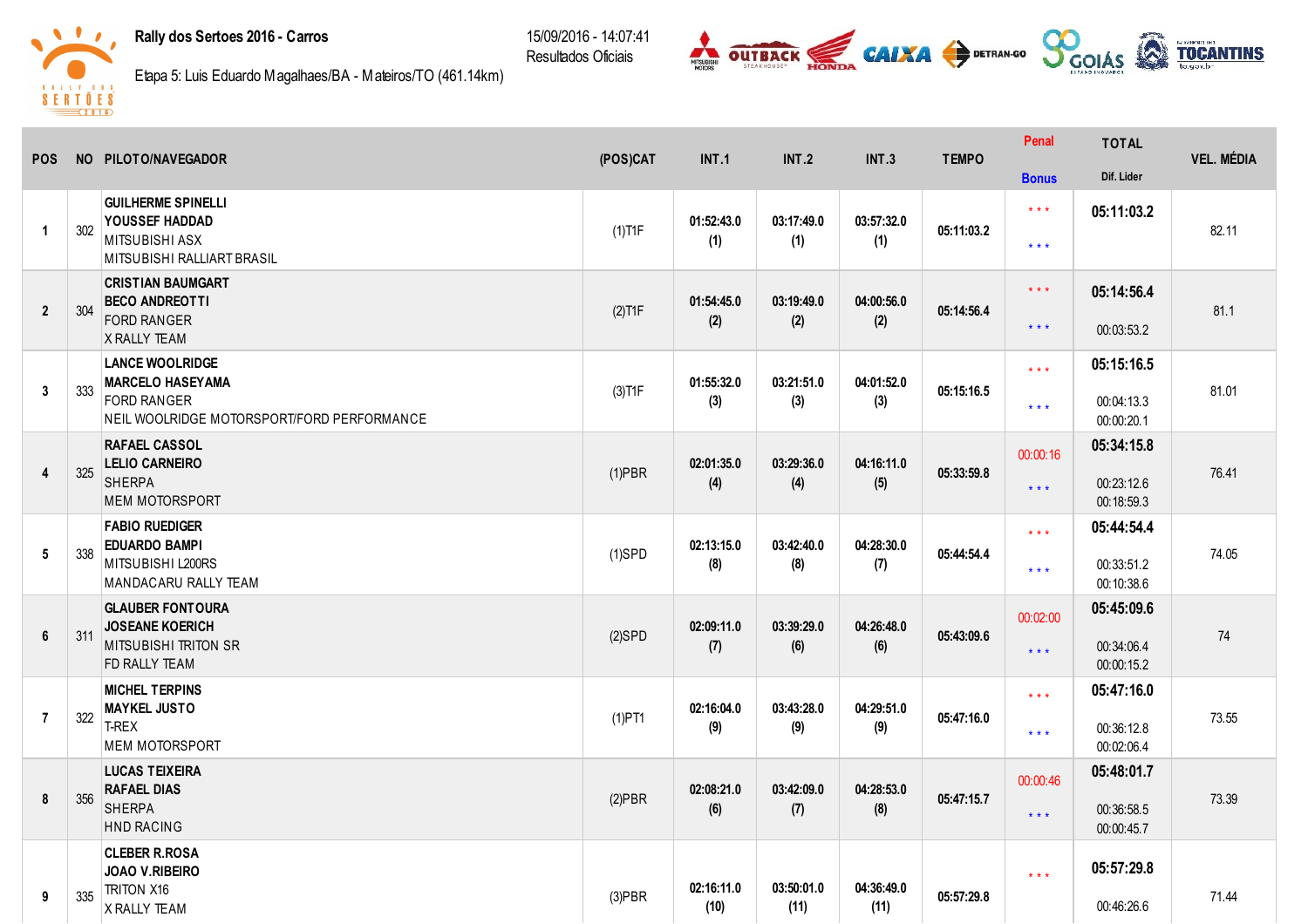# Rally dos Sertoes 2016 - Carros

Etapa 5: Luis Eduardo Magalhaes/BA - Mateiros/TO (461.14km)

15/09/2016 - 14:07:41
Resultados Oficiais

| POS | NO | PILOTO/NAVEGADOR | (POS)CAT | INT.1 | INT.2 | INT.3 | TEMPO | Penal / Bonus | TOTAL / Dif. Lider | VEL. MÉDIA |
|---|---|---|---|---|---|---|---|---|---|---|
| 1 | 302 | GUILHERME SPINELLI<br>YOUSSEF HADDAD<br>MITSUBISHI ASX<br>MITSUBISHI RALLIART BRASIL | (1)T1F | 01:52:43.0 (1) | 03:17:49.0 (1) | 03:57:32.0 (1) | 05:11:03.2 | * * *<br>* * * | 05:11:03.2 | 82.11 |
| 2 | 304 | CRISTIAN BAUMGART<br>BECO ANDREOTTI<br>FORD RANGER<br>X RALLY TEAM | (2)T1F | 01:54:45.0 (2) | 03:19:49.0 (2) | 04:00:56.0 (2) | 05:14:56.4 | * * *<br>* * * | 05:14:56.4<br>00:03:53.2 | 81.1 |
| 3 | 333 | LANCE WOOLRIDGE<br>MARCELO HASEYAMA<br>FORD RANGER<br>NEIL WOOLRIDGE MOTORSPORT/FORD PERFORMANCE | (3)T1F | 01:55:32.0 (3) | 03:21:51.0 (3) | 04:01:52.0 (3) | 05:15:16.5 | * * *<br>* * * | 05:15:16.5<br>00:04:13.3<br>00:00:20.1 | 81.01 |
| 4 | 325 | RAFAEL CASSOL<br>LELIO CARNEIRO<br>SHERPA<br>MEM MOTORSPORT | (1)PBR | 02:01:35.0 (4) | 03:29:36.0 (4) | 04:16:11.0 (5) | 05:33:59.8 | 00:00:16<br>* * * | 05:34:15.8<br>00:23:12.6<br>00:18:59.3 | 76.41 |
| 5 | 338 | FABIO RUEDIGER<br>EDUARDO BAMPI<br>MITSUBISHI L200RS<br>MANDACARU RALLY TEAM | (1)SPD | 02:13:15.0 (8) | 03:42:40.0 (8) | 04:28:30.0 (7) | 05:44:54.4 | * * *<br>* * * | 05:44:54.4<br>00:33:51.2<br>00:10:38.6 | 74.05 |
| 6 | 311 | GLAUBER FONTOURA<br>JOSEANE KOERICH<br>MITSUBISHI TRITON SR<br>FD RALLY TEAM | (2)SPD | 02:09:11.0 (7) | 03:39:29.0 (6) | 04:26:48.0 (6) | 05:43:09.6 | 00:02:00<br>* * * | 05:45:09.6<br>00:34:06.4<br>00:00:15.2 | 74 |
| 7 | 322 | MICHEL TERPINS<br>MAYKEL JUSTO<br>T-REX<br>MEM MOTORSPORT | (1)PT1 | 02:16:04.0 (9) | 03:43:28.0 (9) | 04:29:51.0 (9) | 05:47:16.0 | * * *<br>* * * | 05:47:16.0<br>00:36:12.8<br>00:02:06.4 | 73.55 |
| 8 | 356 | LUCAS TEIXEIRA<br>RAFAEL DIAS<br>SHERPA<br>HND RACING | (2)PBR | 02:08:21.0 (6) | 03:42:09.0 (7) | 04:28:53.0 (8) | 05:47:15.7 | 00:00:46<br>* * * | 05:48:01.7<br>00:36:58.5<br>00:00:45.7 | 73.39 |
| 9 | 335 | CLEBER R.ROSA<br>JOAO V.RIBEIRO<br>TRITON X16<br>X RALLY TEAM | (3)PBR | 02:16:11.0 (10) | 03:50:01.0 (11) | 04:36:49.0 (11) | 05:57:29.8 | * * * | 05:57:29.8<br>00:46:26.6 | 71.44 |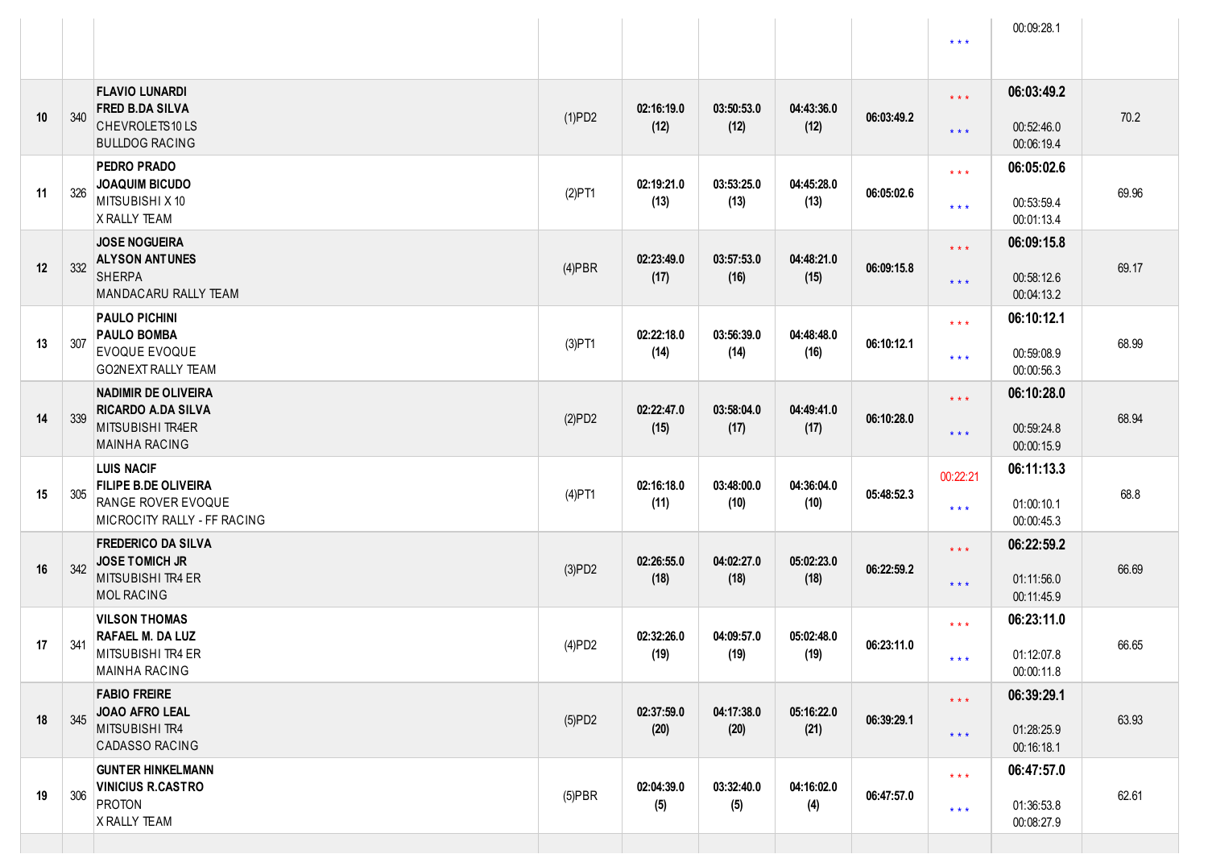| | | | | | | | | | | |
|---|---|---|---|---|---|---|---|---|---|---|
| | | | | | | | | * * * | 00:09:28.1 | |
| 10 | 340 | **FLAVIO LUNARDI**<br>**FRED B.DA SILVA**<br>CHEVROLETS10 LS<br>BULLDOG RACING | (1)PD2 | **02:16:19.0**<br>**(12)** | **03:50:53.0**<br>**(12)** | **04:43:36.0**<br>**(12)** | **06:03:49.2** | * * *<br>* * * | **06:03:49.2**<br>00:52:46.0<br>00:06:19.4 | 70.2 |
| 11 | 326 | **PEDRO PRADO**<br>**JOAQUIM BICUDO**<br>MITSUBISHI X 10<br>X RALLY TEAM | (2)PT1 | **02:19:21.0**<br>**(13)** | **03:53:25.0**<br>**(13)** | **04:45:28.0**<br>**(13)** | **06:05:02.6** | * * *<br>* * * | **06:05:02.6**<br>00:53:59.4<br>00:01:13.4 | 69.96 |
| 12 | 332 | **JOSE NOGUEIRA**<br>**ALYSON ANTUNES**<br>SHERPA<br>MANDACARU RALLY TEAM | (4)PBR | **02:23:49.0**<br>**(17)** | **03:57:53.0**<br>**(16)** | **04:48:21.0**<br>**(15)** | **06:09:15.8** | * * *<br>* * * | **06:09:15.8**<br>00:58:12.6<br>00:04:13.2 | 69.17 |
| 13 | 307 | **PAULO PICHINI**<br>**PAULO BOMBA**<br>EVOQUE EVOQUE<br>GO2NEXT RALLY TEAM | (3)PT1 | **02:22:18.0**<br>**(14)** | **03:56:39.0**<br>**(14)** | **04:48:48.0**<br>**(16)** | **06:10:12.1** | * * *<br>* * * | **06:10:12.1**<br>00:59:08.9<br>00:00:56.3 | 68.99 |
| 14 | 339 | **NADIMIR DE OLIVEIRA**<br>**RICARDO A.DA SILVA**<br>MITSUBISHI TR4ER<br>MAINHA RACING | (2)PD2 | **02:22:47.0**<br>**(15)** | **03:58:04.0**<br>**(17)** | **04:49:41.0**<br>**(17)** | **06:10:28.0** | * * *<br>* * * | **06:10:28.0**<br>00:59:24.8<br>00:00:15.9 | 68.94 |
| 15 | 305 | **LUIS NACIF**<br>**FILIPE B.DE OLIVEIRA**<br>RANGE ROVER EVOQUE<br>MICROCITY RALLY - FF RACING | (4)PT1 | **02:16:18.0**<br>**(11)** | **03:48:00.0**<br>**(10)** | **04:36:04.0**<br>**(10)** | **05:48:52.3** | 00:22:21<br>* * * | **06:11:13.3**<br>01:00:10.1<br>00:00:45.3 | 68.8 |
| 16 | 342 | **FREDERICO DA SILVA**<br>**JOSE TOMICH JR**<br>MITSUBISHI TR4 ER<br>MOL RACING | (3)PD2 | **02:26:55.0**<br>**(18)** | **04:02:27.0**<br>**(18)** | **05:02:23.0**<br>**(18)** | **06:22:59.2** | * * *<br>* * * | **06:22:59.2**<br>01:11:56.0<br>00:11:45.9 | 66.69 |
| 17 | 341 | **VILSON THOMAS**<br>**RAFAEL M. DA LUZ**<br>MITSUBISHI TR4 ER<br>MAINHA RACING | (4)PD2 | **02:32:26.0**<br>**(19)** | **04:09:57.0**<br>**(19)** | **05:02:48.0**<br>**(19)** | **06:23:11.0** | * * *<br>* * * | **06:23:11.0**<br>01:12:07.8<br>00:00:11.8 | 66.65 |
| 18 | 345 | **FABIO FREIRE**<br>**JOAO AFRO LEAL**<br>MITSUBISHI TR4<br>CADASSO RACING | (5)PD2 | **02:37:59.0**<br>**(20)** | **04:17:38.0**<br>**(20)** | **05:16:22.0**<br>**(21)** | **06:39:29.1** | * * *<br>* * * | **06:39:29.1**<br>01:28:25.9<br>00:16:18.1 | 63.93 |
| 19 | 306 | **GUNTER HINKELMANN**<br>**VINICIUS R.CASTRO**<br>PROTON<br>X RALLY TEAM | (5)PBR | **02:04:39.0**<br>**(5)** | **03:32:40.0**<br>**(5)** | **04:16:02.0**<br>**(4)** | **06:47:57.0** | * * *<br>* * * | **06:47:57.0**<br>01:36:53.8<br>00:08:27.9 | 62.61 |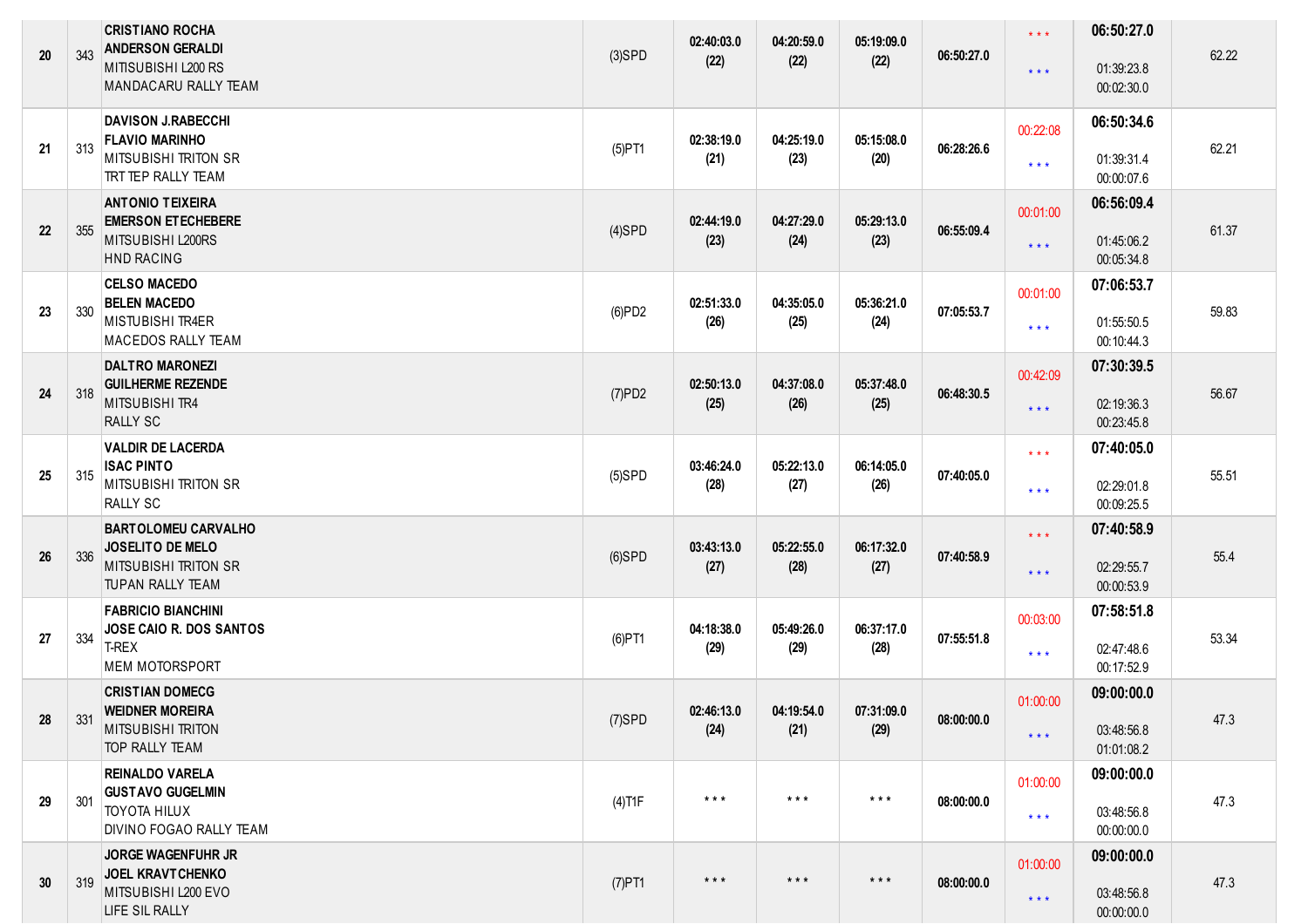| | | | | | | | | | | |
|---|---|---|---|---|---|---|---|---|---|---|
| 20 | 343 | **CRISTIANO ROCHA**<br>**ANDERSON GERALDI**<br>MITISUBISHI L200 RS<br>MANDACARU RALLY TEAM | (3)SPD | 02:40:03.0<br>(22) | 04:20:59.0<br>(22) | 05:19:09.0<br>(22) | 06:50:27.0 | * * *<br>* * * | **06:50:27.0**<br>01:39:23.8<br>00:02:30.0 | 62.22 |
| 21 | 313 | **DAVISON J.RABECCHI**<br>**FLAVIO MARINHO**<br>MITSUBISHI TRITON SR<br>TRT TEP RALLY TEAM | (5)PT1 | 02:38:19.0<br>(21) | 04:25:19.0<br>(23) | 05:15:08.0<br>(20) | 06:28:26.6 | 00:22:08<br>* * * | **06:50:34.6**<br>01:39:31.4<br>00:00:07.6 | 62.21 |
| 22 | 355 | **ANTONIO TEIXEIRA**<br>**EMERSON ETECHEBERE**<br>MITSUBISHI L200RS<br>HND RACING | (4)SPD | 02:44:19.0<br>(23) | 04:27:29.0<br>(24) | 05:29:13.0<br>(23) | 06:55:09.4 | 00:01:00<br>* * * | **06:56:09.4**<br>01:45:06.2<br>00:05:34.8 | 61.37 |
| 23 | 330 | **CELSO MACEDO**<br>**BELEN MACEDO**<br>MISTUBISHI TR4ER<br>MACEDOS RALLY TEAM | (6)PD2 | 02:51:33.0<br>(26) | 04:35:05.0<br>(25) | 05:36:21.0<br>(24) | 07:05:53.7 | 00:01:00<br>* * * | **07:06:53.7**<br>01:55:50.5<br>00:10:44.3 | 59.83 |
| 24 | 318 | **DALTRO MARONEZI**<br>**GUILHERME REZENDE**<br>MITSUBISHI TR4<br>RALLY SC | (7)PD2 | 02:50:13.0<br>(25) | 04:37:08.0<br>(26) | 05:37:48.0<br>(25) | 06:48:30.5 | 00:42:09<br>* * * | **07:30:39.5**<br>02:19:36.3<br>00:23:45.8 | 56.67 |
| 25 | 315 | **VALDIR DE LACERDA**<br>**ISAC PINTO**<br>MITSUBISHI TRITON SR<br>RALLY SC | (5)SPD | 03:46:24.0<br>(28) | 05:22:13.0<br>(27) | 06:14:05.0<br>(26) | 07:40:05.0 | * * *<br>* * * | **07:40:05.0**<br>02:29:01.8<br>00:09:25.5 | 55.51 |
| 26 | 336 | **BARTOLOMEU CARVALHO**<br>**JOSELITO DE MELO**<br>MITSUBISHI TRITON SR<br>TUPAN RALLY TEAM | (6)SPD | 03:43:13.0<br>(27) | 05:22:55.0<br>(28) | 06:17:32.0<br>(27) | 07:40:58.9 | * * *<br>* * * | **07:40:58.9**<br>02:29:55.7<br>00:00:53.9 | 55.4 |
| 27 | 334 | **FABRICIO BIANCHINI**<br>**JOSE CAIO R. DOS SANTOS**<br>T-REX<br>MEM MOTORSPORT | (6)PT1 | 04:18:38.0<br>(29) | 05:49:26.0<br>(29) | 06:37:17.0<br>(28) | 07:55:51.8 | 00:03:00<br>* * * | **07:58:51.8**<br>02:47:48.6<br>00:17:52.9 | 53.34 |
| 28 | 331 | **CRISTIAN DOMECG**<br>**WEIDNER MOREIRA**<br>MITSUBISHI TRITON<br>TOP RALLY TEAM | (7)SPD | 02:46:13.0<br>(24) | 04:19:54.0<br>(21) | 07:31:09.0<br>(29) | 08:00:00.0 | 01:00:00<br>* * * | **09:00:00.0**<br>03:48:56.8<br>01:01:08.2 | 47.3 |
| 29 | 301 | **REINALDO VARELA**<br>**GUSTAVO GUGELMIN**<br>TOYOTA HILUX<br>DIVINO FOGAO RALLY TEAM | (4)T1F | * * * | * * * | * * * | 08:00:00.0 | 01:00:00<br>* * * | **09:00:00.0**<br>03:48:56.8<br>00:00:00.0 | 47.3 |
| 30 | 319 | **JORGE WAGENFUHR JR**<br>**JOEL KRAVTCHENKO**<br>MITSUBISHI L200 EVO<br>LIFE SIL RALLY | (7)PT1 | * * * | * * * | * * * | 08:00:00.0 | 01:00:00<br>* * * | **09:00:00.0**<br>03:48:56.8<br>00:00:00.0 | 47.3 |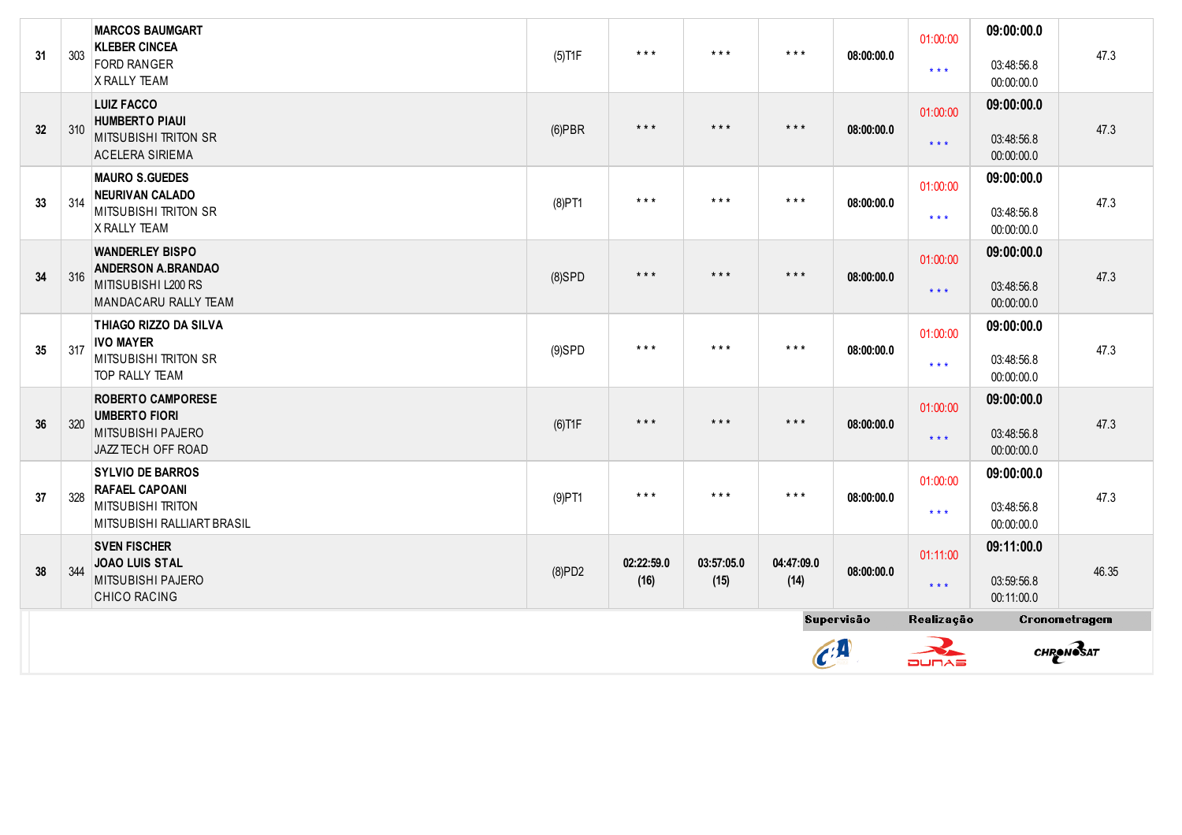| | | | | | | | | | | |
|---|---|---|---|---|---|---|---|---|---|---|
| 31 | 303 | **MARCOS BAUMGART**<br>**KLEBER CINCEA**<br>FORD RANGER<br>X RALLY TEAM | (5)T1F | * * * | * * * | * * * | 08:00:00.0 | 01:00:00<br>* * * | **09:00:00.0**<br>03:48:56.8<br>00:00:00.0 | 47.3 |
| 32 | 310 | **LUIZ FACCO**<br>**HUMBERTO PIAUI**<br>MITSUBISHI TRITON SR<br>ACELERA SIRIEMA | (6)PBR | * * * | * * * | * * * | 08:00:00.0 | 01:00:00<br>* * * | **09:00:00.0**<br>03:48:56.8<br>00:00:00.0 | 47.3 |
| 33 | 314 | **MAURO S.GUEDES**<br>**NEURIVAN CALADO**<br>MITSUBISHI TRITON SR<br>X RALLY TEAM | (8)PT1 | * * * | * * * | * * * | 08:00:00.0 | 01:00:00<br>* * * | **09:00:00.0**<br>03:48:56.8<br>00:00:00.0 | 47.3 |
| 34 | 316 | **WANDERLEY BISPO**<br>**ANDERSON A.BRANDAO**<br>MITISUBISHI L200 RS<br>MANDACARU RALLY TEAM | (8)SPD | * * * | * * * | * * * | 08:00:00.0 | 01:00:00<br>* * * | **09:00:00.0**<br>03:48:56.8<br>00:00:00.0 | 47.3 |
| 35 | 317 | **THIAGO RIZZO DA SILVA**<br>**IVO MAYER**<br>MITSUBISHI TRITON SR<br>TOP RALLY TEAM | (9)SPD | * * * | * * * | * * * | 08:00:00.0 | 01:00:00<br>* * * | **09:00:00.0**<br>03:48:56.8<br>00:00:00.0 | 47.3 |
| 36 | 320 | **ROBERTO CAMPORESE**<br>**UMBERTO FIORI**<br>MITSUBISHI PAJERO<br>JAZZ TECH OFF ROAD | (6)T1F | * * * | * * * | * * * | 08:00:00.0 | 01:00:00<br>* * * | **09:00:00.0**<br>03:48:56.8<br>00:00:00.0 | 47.3 |
| 37 | 328 | **SYLVIO DE BARROS**<br>**RAFAEL CAPOANI**<br>MITSUBISHI TRITON<br>MITSUBISHI RALLIART BRASIL | (9)PT1 | * * * | * * * | * * * | 08:00:00.0 | 01:00:00<br>* * * | **09:00:00.0**<br>03:48:56.8<br>00:00:00.0 | 47.3 |
| 38 | 344 | **SVEN FISCHER**<br>**JOAO LUIS STAL**<br>MITSUBISHI PAJERO<br>CHICO RACING | (8)PD2 | 02:22:59.0<br>(16) | 03:57:05.0<br>(15) | 04:47:09.0<br>(14) | 08:00:00.0 | 01:11:00<br>* * * | **09:11:00.0**<br>03:59:56.8<br>00:11:00.0 | 46.35 |

Supervisão — Realização — Cronometragem